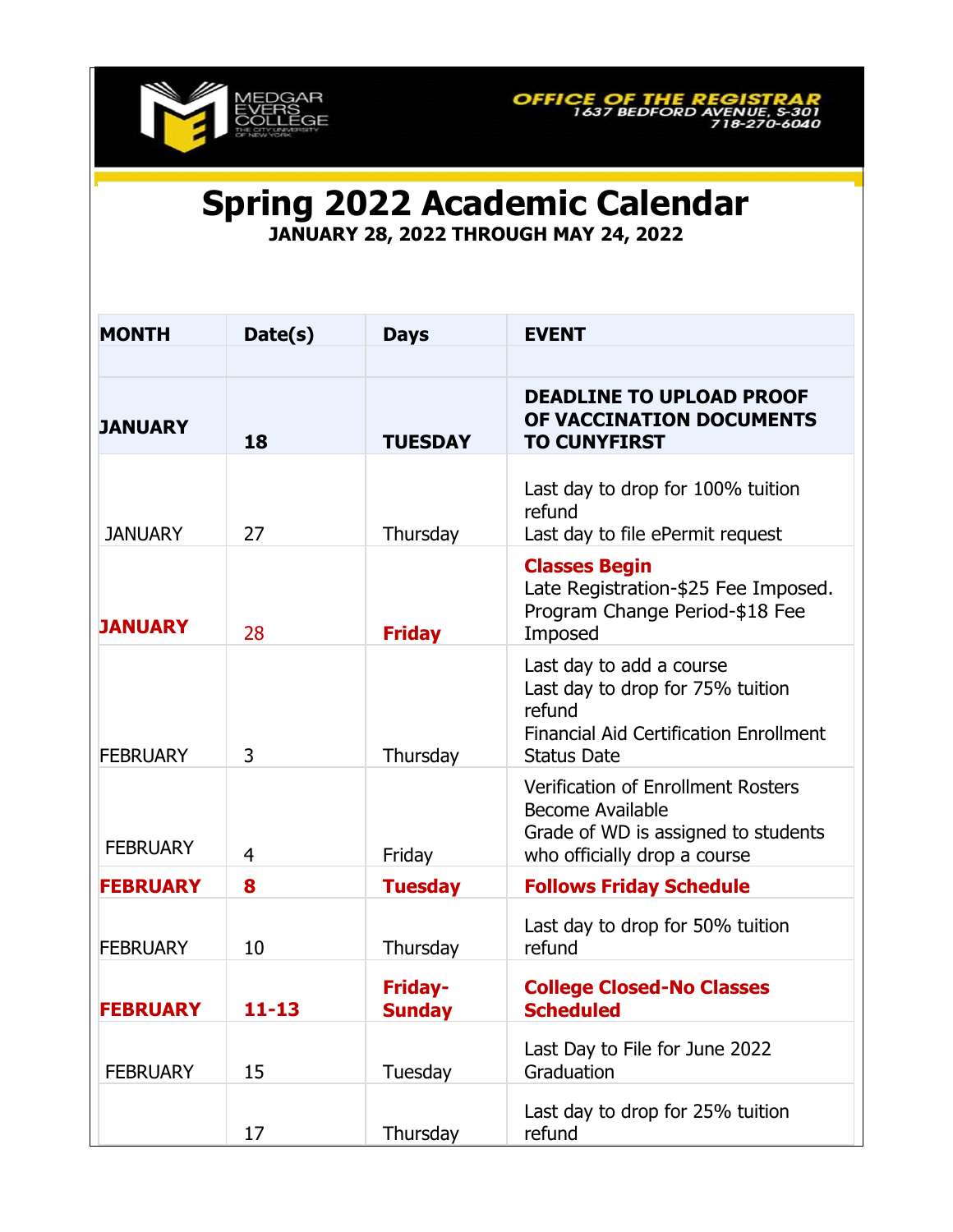MEDGAR EVERS COLLEGE THE CITY UNIVERSITY OF NEW YORK

**OFFICE OF THE REGISTRAR**
1637 BEDFORD AVENUE, S-301
718-270-6040

# Spring 2022 Academic Calendar

**JANUARY 28, 2022 THROUGH MAY 24, 2022**

| MONTH | Date(s) | Days | EVENT |
|---|---|---|---|
| | | | |
| **JANUARY** | **18** | **TUESDAY** | **DEADLINE TO UPLOAD PROOF OF VACCINATION DOCUMENTS TO CUNYFIRST** |
| JANUARY | 27 | Thursday | Last day to drop for 100% tuition refund<br>Last day to file ePermit request |
| **JANUARY** | 28 | **Friday** | **Classes Begin**<br>Late Registration-$25 Fee Imposed.<br>Program Change Period-$18 Fee Imposed |
| FEBRUARY | 3 | Thursday | Last day to add a course<br>Last day to drop for 75% tuition refund<br>Financial Aid Certification Enrollment Status Date |
| FEBRUARY | 4 | Friday | Verification of Enrollment Rosters Become Available<br>Grade of WD is assigned to students who officially drop a course |
| **FEBRUARY** | **8** | **Tuesday** | **Follows Friday Schedule** |
| FEBRUARY | 10 | Thursday | Last day to drop for 50% tuition refund |
| **FEBRUARY** | **11-13** | **Friday-Sunday** | **College Closed-No Classes Scheduled** |
| FEBRUARY | 15 | Tuesday | Last Day to File for June 2022 Graduation |
| | 17 | Thursday | Last day to drop for 25% tuition refund |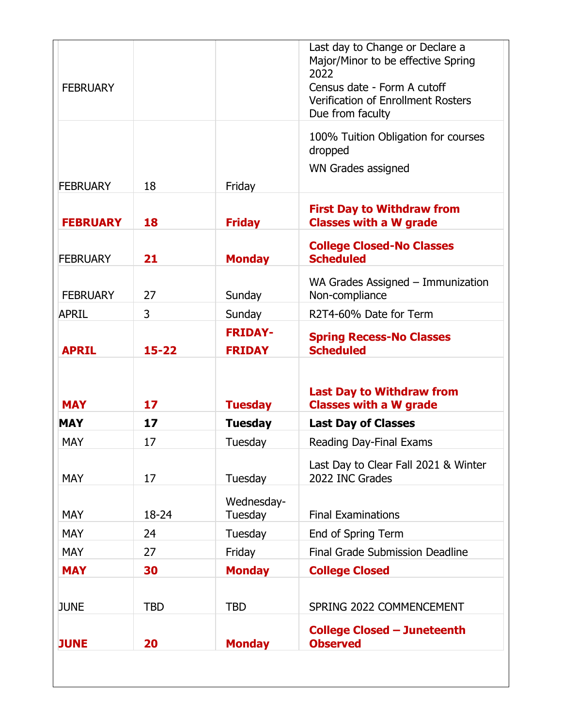| | | | |
|---|---|---|---|
| FEBRUARY | | | Last day to Change or Declare a Major/Minor to be effective Spring 2022<br>Census date - Form A cutoff<br>Verification of Enrollment Rosters Due from faculty |
| FEBRUARY | 18 | Friday | 100% Tuition Obligation for courses dropped<br>WN Grades assigned |
| **FEBRUARY** | **18** | **Friday** | **First Day to Withdraw from Classes with a W grade** |
| FEBRUARY | **21** | **Monday** | **College Closed-No Classes Scheduled** |
| FEBRUARY | 27 | Sunday | WA Grades Assigned – Immunization Non-compliance |
| APRIL | 3 | Sunday | R2T4-60% Date for Term |
| **APRIL** | **15-22** | **FRIDAY-FRIDAY** | **Spring Recess-No Classes Scheduled** |
| **MAY** | **17** | **Tuesday** | **Last Day to Withdraw from Classes with a W grade** |
| **MAY** | **17** | **Tuesday** | **Last Day of Classes** |
| MAY | 17 | Tuesday | Reading Day-Final Exams |
| MAY | 17 | Tuesday | Last Day to Clear Fall 2021 & Winter 2022 INC Grades |
| MAY | 18-24 | Wednesday-Tuesday | Final Examinations |
| MAY | 24 | Tuesday | End of Spring Term |
| MAY | 27 | Friday | Final Grade Submission Deadline |
| **MAY** | **30** | **Monday** | **College Closed** |
| JUNE | TBD | TBD | SPRING 2022 COMMENCEMENT |
| **JUNE** | **20** | **Monday** | **College Closed – Juneteenth Observed** |